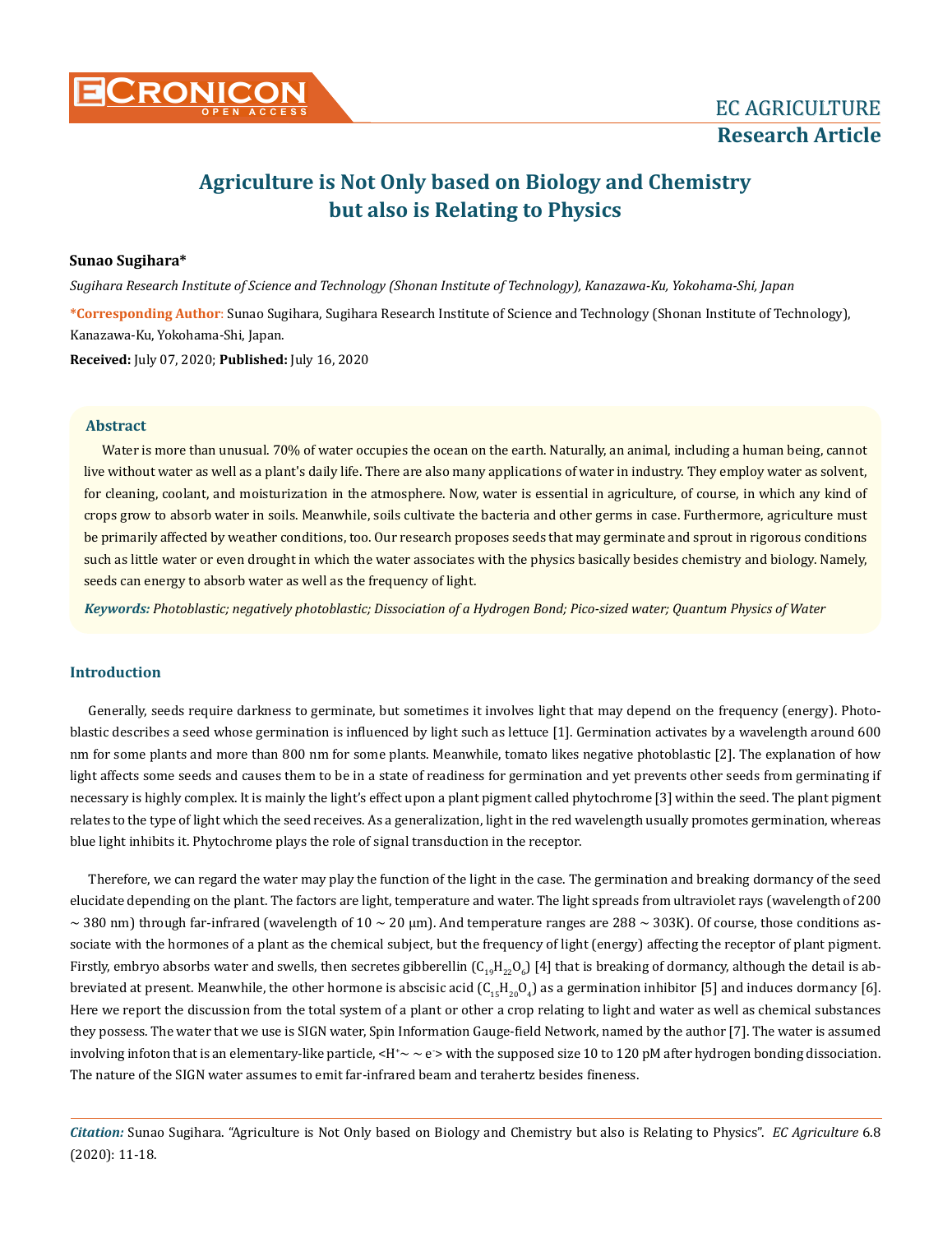EC AGRICULTURE
**Research Article**

# Agriculture is Not Only based on Biology and Chemistry but also is Relating to Physics

**Sunao Sugihara***

*Sugihara Research Institute of Science and Technology (Shonan Institute of Technology), Kanazawa-Ku, Yokohama-Shi, Japan*

***Corresponding Author**: Sunao Sugihara, Sugihara Research Institute of Science and Technology (Shonan Institute of Technology), Kanazawa-Ku, Yokohama-Shi, Japan.

**Received:** July 07, 2020; **Published:** July 16, 2020

## Abstract

Water is more than unusual. 70% of water occupies the ocean on the earth. Naturally, an animal, including a human being, cannot live without water as well as a plant's daily life. There are also many applications of water in industry. They employ water as solvent, for cleaning, coolant, and moisturization in the atmosphere. Now, water is essential in agriculture, of course, in which any kind of crops grow to absorb water in soils. Meanwhile, soils cultivate the bacteria and other germs in case. Furthermore, agriculture must be primarily affected by weather conditions, too. Our research proposes seeds that may germinate and sprout in rigorous conditions such as little water or even drought in which the water associates with the physics basically besides chemistry and biology. Namely, seeds can energy to absorb water as well as the frequency of light.

***Keywords:*** *Photoblastic; negatively photoblastic; Dissociation of a Hydrogen Bond; Pico-sized water; Quantum Physics of Water*

## Introduction

Generally, seeds require darkness to germinate, but sometimes it involves light that may depend on the frequency (energy). Photoblastic describes a seed whose germination is influenced by light such as lettuce [1]. Germination activates by a wavelength around 600 nm for some plants and more than 800 nm for some plants. Meanwhile, tomato likes negative photoblastic [2]. The explanation of how light affects some seeds and causes them to be in a state of readiness for germination and yet prevents other seeds from germinating if necessary is highly complex. It is mainly the light's effect upon a plant pigment called phytochrome [3] within the seed. The plant pigment relates to the type of light which the seed receives. As a generalization, light in the red wavelength usually promotes germination, whereas blue light inhibits it. Phytochrome plays the role of signal transduction in the receptor.

Therefore, we can regard the water may play the function of the light in the case. The germination and breaking dormancy of the seed elucidate depending on the plant. The factors are light, temperature and water. The light spreads from ultraviolet rays (wavelength of 200 ~ 380 nm) through far-infrared (wavelength of 10 ~ 20 μm). And temperature ranges are 288 ~ 303K). Of course, those conditions associate with the hormones of a plant as the chemical subject, but the frequency of light (energy) affecting the receptor of plant pigment. Firstly, embryo absorbs water and swells, then secretes gibberellin ($C_{19}H_{22}O_6$) [4] that is breaking of dormancy, although the detail is abbreviated at present. Meanwhile, the other hormone is abscisic acid ($C_{15}H_{20}O_4$) as a germination inhibitor [5] and induces dormancy [6]. Here we report the discussion from the total system of a plant or other a crop relating to light and water as well as chemical substances they possess. The water that we use is SIGN water, Spin Information Gauge-field Network, named by the author [7]. The water is assumed involving infoton that is an elementary-like particle, $<H^+\sim \sim e^->$ with the supposed size 10 to 120 pM after hydrogen bonding dissociation. The nature of the SIGN water assumes to emit far-infrared beam and terahertz besides fineness.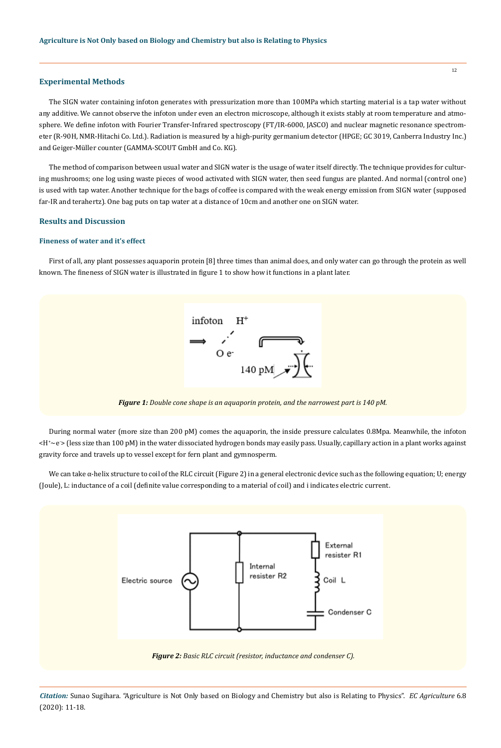## Experimental Methods

The SIGN water containing infoton generates with pressurization more than 100MPa which starting material is a tap water without any additive. We cannot observe the infoton under even an electron microscope, although it exists stably at room temperature and atmosphere. We define infoton with Fourier Transfer-Infrared spectroscopy (FT/IR-6000, JASCO) and nuclear magnetic resonance spectrometer (R-90H, NMR-Hitachi Co. Ltd.). Radiation is measured by a high-purity germanium detector (HPGE; GC 3019, Canberra Industry Inc.) and Geiger-Müller counter (GAMMA-SCOUT GmbH and Co. KG).

The method of comparison between usual water and SIGN water is the usage of water itself directly. The technique provides for culturing mushrooms; one log using waste pieces of wood activated with SIGN water, then seed fungus are planted. And normal (control one) is used with tap water. Another technique for the bags of coffee is compared with the weak energy emission from SIGN water (supposed far-IR and terahertz). One bag puts on tap water at a distance of 10cm and another one on SIGN water.

## Results and Discussion

### Fineness of water and it's effect

First of all, any plant possesses aquaporin protein [8] three times than animal does, and only water can go through the protein as well known. The fineness of SIGN water is illustrated in figure 1 to show how it functions in a plant later.

***Figure 1:*** *Double cone shape is an aquaporin protein, and the narrowest part is 140 pM.*

During normal water (more size than 200 pM) comes the aquaporin, the inside pressure calculates 0.8Mpa. Meanwhile, the infoton <$H^+$~$e^-$> (less size than 100 pM) in the water dissociated hydrogen bonds may easily pass. Usually, capillary action in a plant works against gravity force and travels up to vessel except for fern plant and gymnosperm.

We can take α-helix structure to coil of the RLC circuit (Figure 2) in a general electronic device such as the following equation; U; energy (Joule), L: inductance of a coil (definite value corresponding to a material of coil) and i indicates electric current.

***Figure 2:*** *Basic RLC circuit (resistor, inductance and condenser C).*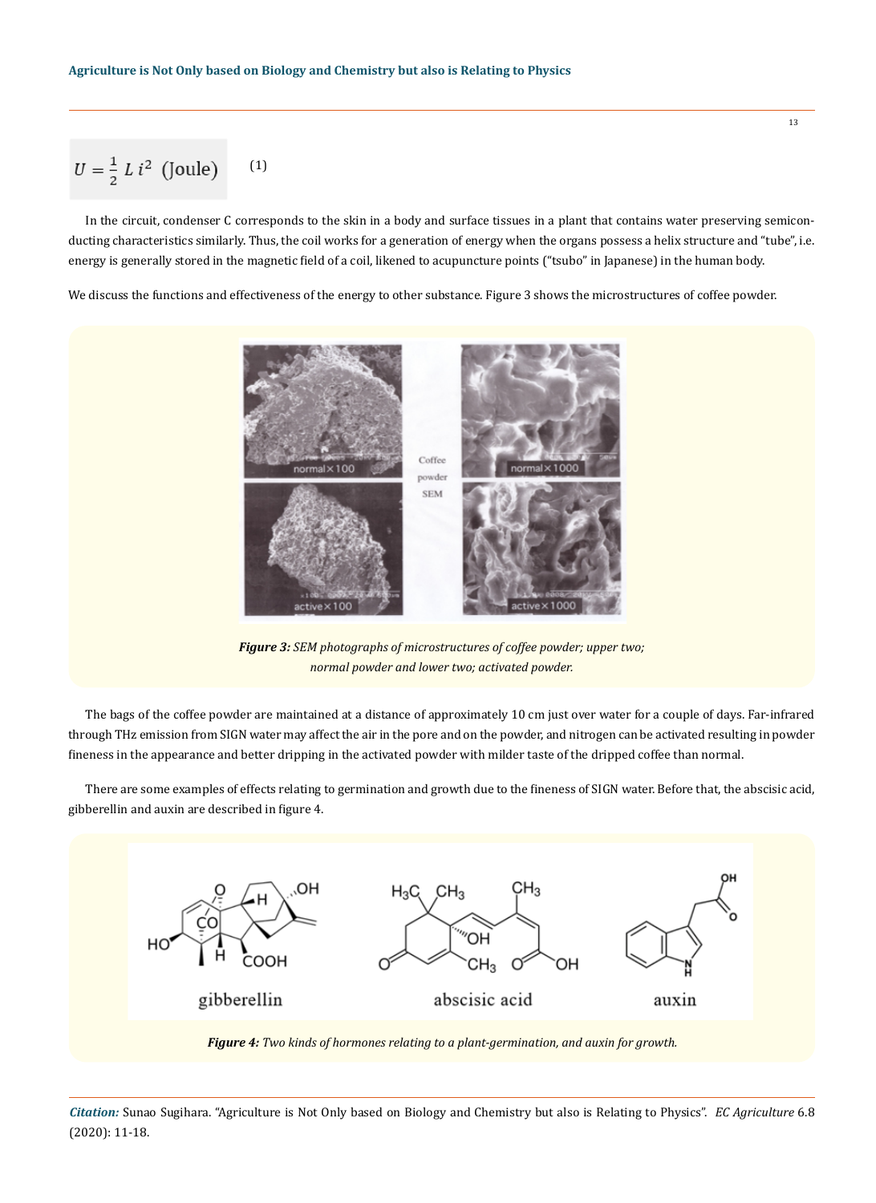$$U = \frac{1}{2} L\, i^2 \text{ (Joule)} \qquad (1)$$

In the circuit, condenser C corresponds to the skin in a body and surface tissues in a plant that contains water preserving semiconducting characteristics similarly. Thus, the coil works for a generation of energy when the organs possess a helix structure and "tube", i.e. energy is generally stored in the magnetic field of a coil, likened to acupuncture points ("tsubo" in Japanese) in the human body.

We discuss the functions and effectiveness of the energy to other substance. Figure 3 shows the microstructures of coffee powder.

***Figure 3:*** *SEM photographs of microstructures of coffee powder; upper two; normal powder and lower two; activated powder.*

The bags of the coffee powder are maintained at a distance of approximately 10 cm just over water for a couple of days. Far-infrared through THz emission from SIGN water may affect the air in the pore and on the powder, and nitrogen can be activated resulting in powder fineness in the appearance and better dripping in the activated powder with milder taste of the dripped coffee than normal.

There are some examples of effects relating to germination and growth due to the fineness of SIGN water. Before that, the abscisic acid, gibberellin and auxin are described in figure 4.

***Figure 4:*** *Two kinds of hormones relating to a plant-germination, and auxin for growth.*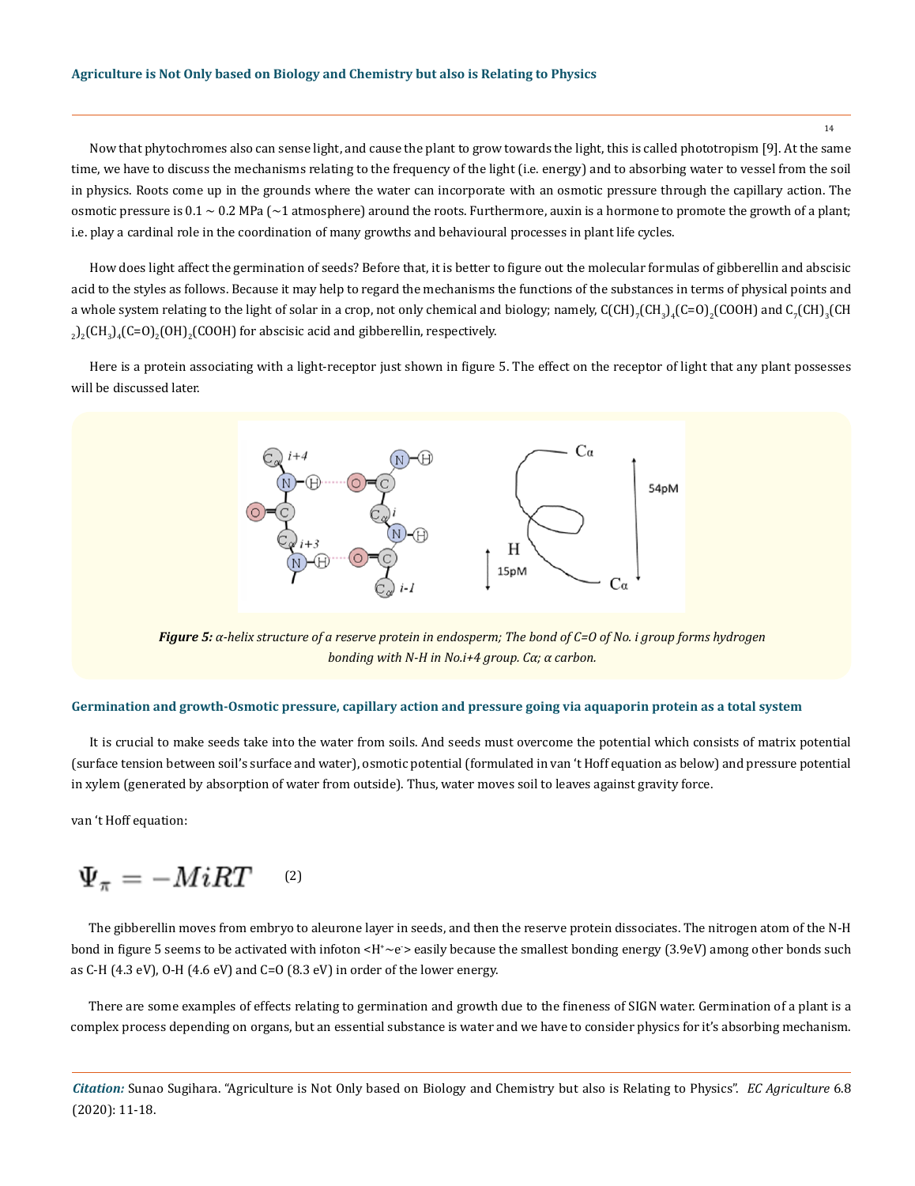Now that phytochromes also can sense light, and cause the plant to grow towards the light, this is called phototropism [9]. At the same time, we have to discuss the mechanisms relating to the frequency of the light (i.e. energy) and to absorbing water to vessel from the soil in physics. Roots come up in the grounds where the water can incorporate with an osmotic pressure through the capillary action. The osmotic pressure is 0.1 ~ 0.2 MPa (~1 atmosphere) around the roots. Furthermore, auxin is a hormone to promote the growth of a plant; i.e. play a cardinal role in the coordination of many growths and behavioural processes in plant life cycles.

How does light affect the germination of seeds? Before that, it is better to figure out the molecular formulas of gibberellin and abscisic acid to the styles as follows. Because it may help to regard the mechanisms the functions of the substances in terms of physical points and a whole system relating to the light of solar in a crop, not only chemical and biology; namely, $C(CH)_7(CH_3)_4(C{=}O)_2(COOH)$ and $C_7(CH)_3(CH_2)_2(CH_3)_4(C{=}O)_2(OH)_2(COOH)$ for abscisic acid and gibberellin, respectively.

Here is a protein associating with a light-receptor just shown in figure 5. The effect on the receptor of light that any plant possesses will be discussed later.

***Figure 5:*** *α-helix structure of a reserve protein in endosperm; The bond of C=O of No. i group forms hydrogen bonding with N-H in No.i+4 group. Cα; α carbon.*

### Germination and growth-Osmotic pressure, capillary action and pressure going via aquaporin protein as a total system

It is crucial to make seeds take into the water from soils. And seeds must overcome the potential which consists of matrix potential (surface tension between soil's surface and water), osmotic potential (formulated in van 't Hoff equation as below) and pressure potential in xylem (generated by absorption of water from outside). Thus, water moves soil to leaves against gravity force.

van 't Hoff equation:

$$\Psi_\pi = -MiRT \qquad (2)$$

The gibberellin moves from embryo to aleurone layer in seeds, and then the reserve protein dissociates. The nitrogen atom of the N-H bond in figure 5 seems to be activated with infoton $<H^+\sim e^->$ easily because the smallest bonding energy (3.9eV) among other bonds such as C-H (4.3 eV), O-H (4.6 eV) and C=O (8.3 eV) in order of the lower energy.

There are some examples of effects relating to germination and growth due to the fineness of SIGN water. Germination of a plant is a complex process depending on organs, but an essential substance is water and we have to consider physics for it's absorbing mechanism.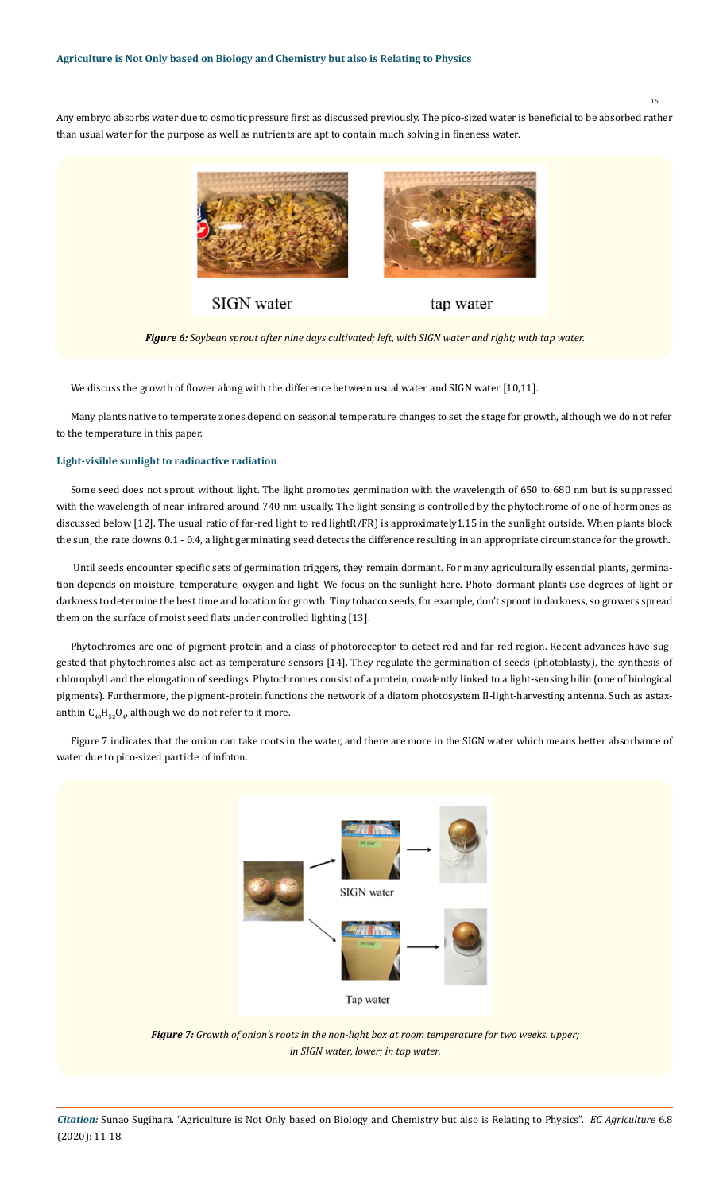Any embryo absorbs water due to osmotic pressure first as discussed previously. The pico-sized water is beneficial to be absorbed rather than usual water for the purpose as well as nutrients are apt to contain much solving in fineness water.

SIGN water tap water

***Figure 6:*** *Soybean sprout after nine days cultivated; left, with SIGN water and right; with tap water.*

We discuss the growth of flower along with the difference between usual water and SIGN water [10,11].

Many plants native to temperate zones depend on seasonal temperature changes to set the stage for growth, although we do not refer to the temperature in this paper.

### Light-visible sunlight to radioactive radiation

Some seed does not sprout without light. The light promotes germination with the wavelength of 650 to 680 nm but is suppressed with the wavelength of near-infrared around 740 nm usually. The light-sensing is controlled by the phytochrome of one of hormones as discussed below [12]. The usual ratio of far-red light to red lightR/FR) is approximately1.15 in the sunlight outside. When plants block the sun, the rate downs 0.1 - 0.4, a light germinating seed detects the difference resulting in an appropriate circumstance for the growth.

Until seeds encounter specific sets of germination triggers, they remain dormant. For many agriculturally essential plants, germination depends on moisture, temperature, oxygen and light. We focus on the sunlight here. Photo-dormant plants use degrees of light or darkness to determine the best time and location for growth. Tiny tobacco seeds, for example, don't sprout in darkness, so growers spread them on the surface of moist seed flats under controlled lighting [13].

Phytochromes are one of pigment-protein and a class of photoreceptor to detect red and far-red region. Recent advances have suggested that phytochromes also act as temperature sensors [14]. They regulate the germination of seeds (photoblasty), the synthesis of chlorophyll and the elongation of seedings. Phytochromes consist of a protein, covalently linked to a light-sensing bilin (one of biological pigments). Furthermore, the pigment-protein functions the network of a diatom photosystem II-light-harvesting antenna. Such as astaxanthin $C_{40}H_{52}O_4$, although we do not refer to it more.

Figure 7 indicates that the onion can take roots in the water, and there are more in the SIGN water which means better absorbance of water due to pico-sized particle of infoton.

SIGN water

Tap water

***Figure 7:*** *Growth of onion's roots in the non-light box at room temperature for two weeks. upper; in SIGN water, lower; in tap water.*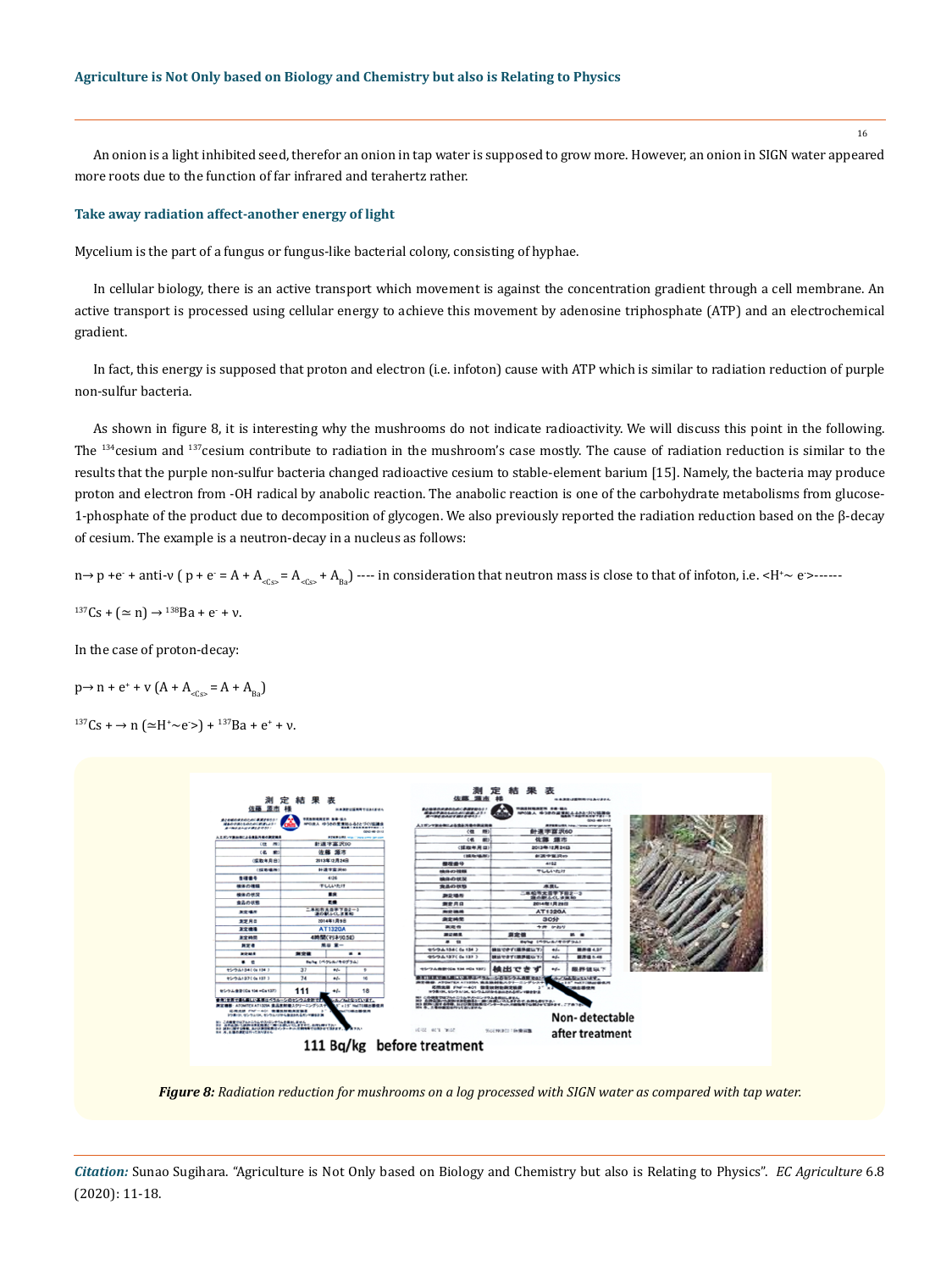An onion is a light inhibited seed, therefor an onion in tap water is supposed to grow more. However, an onion in SIGN water appeared more roots due to the function of far infrared and terahertz rather.

### Take away radiation affect-another energy of light

Mycelium is the part of a fungus or fungus-like bacterial colony, consisting of hyphae.

In cellular biology, there is an active transport which movement is against the concentration gradient through a cell membrane. An active transport is processed using cellular energy to achieve this movement by adenosine triphosphate (ATP) and an electrochemical gradient.

In fact, this energy is supposed that proton and electron (i.e. infoton) cause with ATP which is similar to radiation reduction of purple non-sulfur bacteria.

As shown in figure 8, it is interesting why the mushrooms do not indicate radioactivity. We will discuss this point in the following. The $^{134}$cesium and $^{137}$cesium contribute to radiation in the mushroom's case mostly. The cause of radiation reduction is similar to the results that the purple non-sulfur bacteria changed radioactive cesium to stable-element barium [15]. Namely, the bacteria may produce proton and electron from -OH radical by anabolic reaction. The anabolic reaction is one of the carbohydrate metabolisms from glucose-1-phosphate of the product due to decomposition of glycogen. We also previously reported the radiation reduction based on the β-decay of cesium. The example is a neutron-decay in a nucleus as follows:

$n \rightarrow p + e^- + \text{anti-}\nu$ ( $p + e^- = A + A_{<Cs>} = A_{<Cs>} + A_{Ba}$) ---- in consideration that neutron mass is close to that of infoton, i.e. $<H^+ \sim e^->$------

$^{137}Cs + (\simeq n) \rightarrow {}^{138}Ba + e^- + \nu$.

In the case of proton-decay:

$p \rightarrow n + e^+ + \nu$ $(A + A_{<Cs>} = A + A_{Ba})$

$^{137}Cs + \rightarrow n\ (\simeq H^+ \sim e^->) + {}^{137}Ba + e^+ + \nu$.

111 Bq/kg before treatment

Non-detectable after treatment

*Figure 8: Radiation reduction for mushrooms on a log processed with SIGN water as compared with tap water.*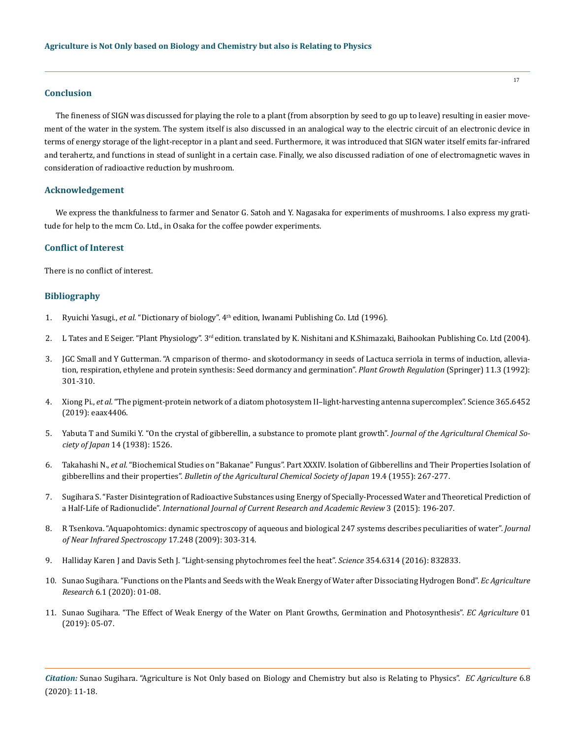## Conclusion

The fineness of SIGN was discussed for playing the role to a plant (from absorption by seed to go up to leave) resulting in easier movement of the water in the system. The system itself is also discussed in an analogical way to the electric circuit of an electronic device in terms of energy storage of the light-receptor in a plant and seed. Furthermore, it was introduced that SIGN water itself emits far-infrared and terahertz, and functions in stead of sunlight in a certain case. Finally, we also discussed radiation of one of electromagnetic waves in consideration of radioactive reduction by mushroom.

## Acknowledgement

We express the thankfulness to farmer and Senator G. Satoh and Y. Nagasaka for experiments of mushrooms. I also express my gratitude for help to the mcm Co. Ltd., in Osaka for the coffee powder experiments.

## Conflict of Interest

There is no conflict of interest.

## Bibliography

1. Ryuichi Yasugi., *et al.* "Dictionary of biology". 4th edition, Iwanami Publishing Co. Ltd (1996).
2. L Tates and E Seiger. "Plant Physiology". 3rd edition. translated by K. Nishitani and K.Shimazaki, Baihookan Publishing Co. Ltd (2004).
3. JGC Small and Y Gutterman. "A cmparison of thermo- and skotodormancy in seeds of Lactuca serriola in terms of induction, alleviation, respiration, ethylene and protein synthesis: Seed dormancy and germination". *Plant Growth Regulation* (Springer) 11.3 (1992): 301-310.
4. Xiong Pi., *et al*. "The pigment-protein network of a diatom photosystem II–light-harvesting antenna supercomplex". Science 365.6452 (2019): eaax4406.
5. Yabuta T and Sumiki Y. "On the crystal of gibberellin, a substance to promote plant growth". *Journal of the Agricultural Chemical Society of Japan* 14 (1938): 1526.
6. Takahashi N., *et al*. "Biochemical Studies on "Bakanae" Fungus". Part XXXIV. Isolation of Gibberellins and Their Properties Isolation of gibberellins and their properties". *Bulletin of the Agricultural Chemical Society of Japan* 19.4 (1955): 267-277.
7. Sugihara S. "Faster Disintegration of Radioactive Substances using Energy of Specially-Processed Water and Theoretical Prediction of a Half-Life of Radionuclide". *International Journal of Current Research and Academic Review* 3 (2015): 196-207.
8. R Tsenkova. "Aquapohtomics: dynamic spectroscopy of aqueous and biological 247 systems describes peculiarities of water". *Journal of Near Infrared Spectroscopy* 17.248 (2009): 303-314.
9. Halliday Karen J and Davis Seth J. "Light-sensing phytochromes feel the heat". *Science* 354.6314 (2016): 832833.
10. Sunao Sugihara. "Functions on the Plants and Seeds with the Weak Energy of Water after Dissociating Hydrogen Bond". *Ec Agriculture Research* 6.1 (2020): 01-08.
11. Sunao Sugihara. "The Effect of Weak Energy of the Water on Plant Growths, Germination and Photosynthesis". *EC Agriculture* 01 (2019): 05-07.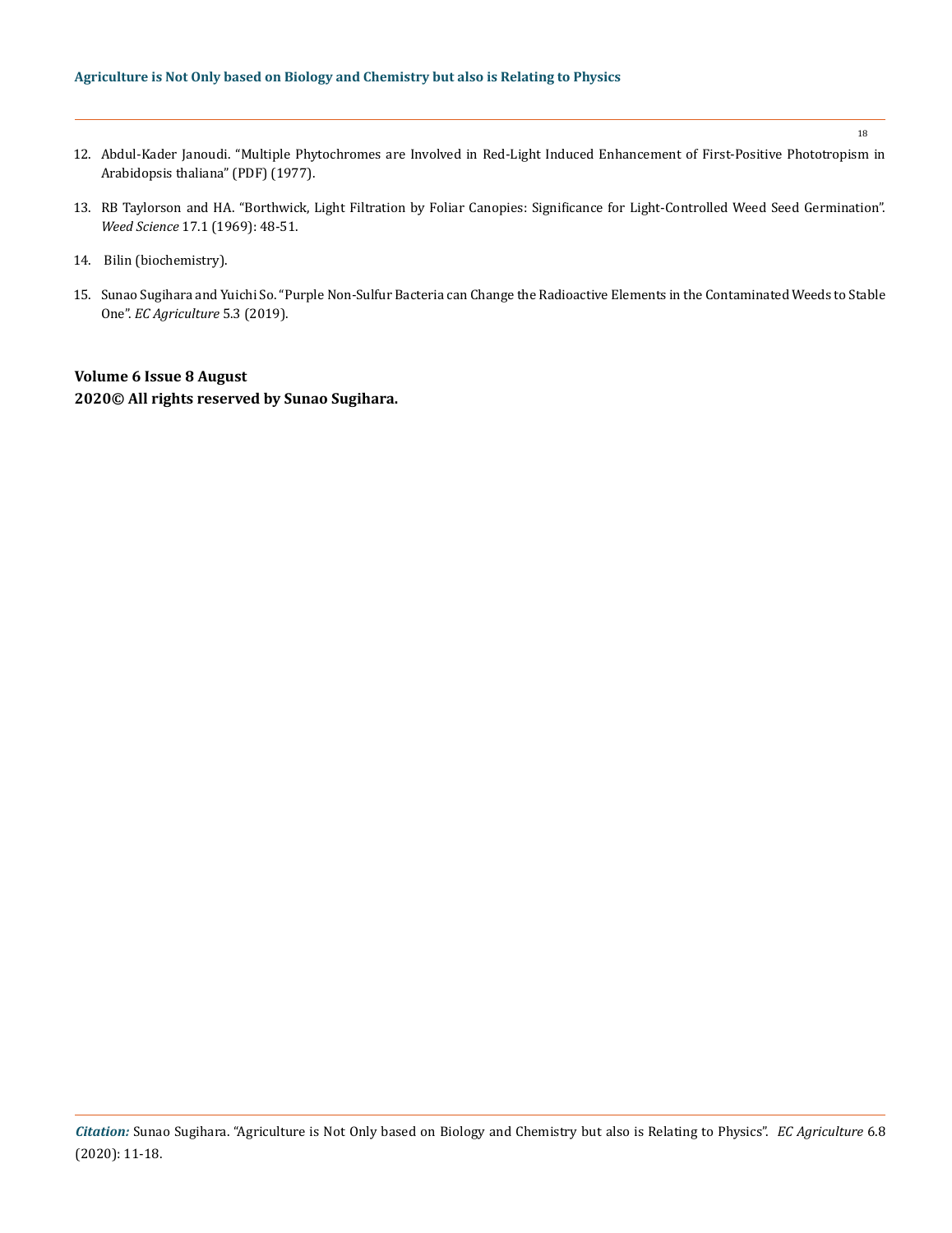12. Abdul-Kader Janoudi. "Multiple Phytochromes are Involved in Red-Light Induced Enhancement of First-Positive Phototropism in Arabidopsis thaliana" (PDF) (1977).

13. RB Taylorson and HA. "Borthwick, Light Filtration by Foliar Canopies: Significance for Light-Controlled Weed Seed Germination". *Weed Science* 17.1 (1969): 48-51.

14. Bilin (biochemistry).

15. Sunao Sugihara and Yuichi So. "Purple Non-Sulfur Bacteria can Change the Radioactive Elements in the Contaminated Weeds to Stable One". *EC Agriculture* 5.3 (2019).

**Volume 6 Issue 8 August**
**2020© All rights reserved by Sunao Sugihara.**